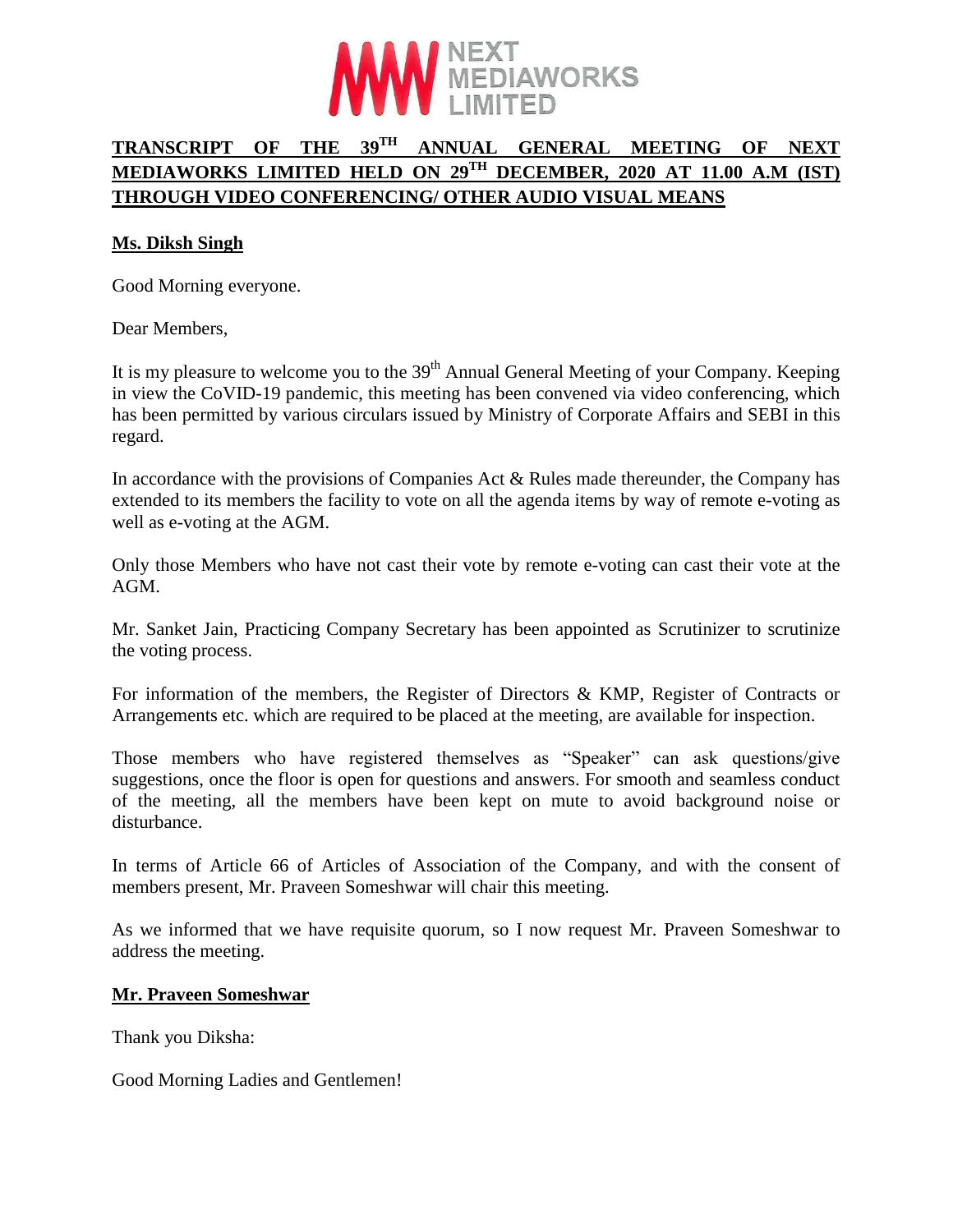NEXT MEDIAWORKS LIMITED

# TRANSCRIPT OF THE 39TH ANNUAL GENERAL MEETING OF NEXT MEDIAWORKS LIMITED HELD ON 29TH DECEMBER, 2020 AT 11.00 A.M (IST) THROUGH VIDEO CONFERENCING/ OTHER AUDIO VISUAL MEANS

**Ms. Diksh Singh**

Good Morning everyone.

Dear Members,

It is my pleasure to welcome you to the 39th Annual General Meeting of your Company. Keeping in view the CoVID-19 pandemic, this meeting has been convened via video conferencing, which has been permitted by various circulars issued by Ministry of Corporate Affairs and SEBI in this regard.

In accordance with the provisions of Companies Act & Rules made thereunder, the Company has extended to its members the facility to vote on all the agenda items by way of remote e-voting as well as e-voting at the AGM.

Only those Members who have not cast their vote by remote e-voting can cast their vote at the AGM.

Mr. Sanket Jain, Practicing Company Secretary has been appointed as Scrutinizer to scrutinize the voting process.

For information of the members, the Register of Directors & KMP, Register of Contracts or Arrangements etc. which are required to be placed at the meeting, are available for inspection.

Those members who have registered themselves as "Speaker" can ask questions/give suggestions, once the floor is open for questions and answers. For smooth and seamless conduct of the meeting, all the members have been kept on mute to avoid background noise or disturbance.

In terms of Article 66 of Articles of Association of the Company, and with the consent of members present, Mr. Praveen Someshwar will chair this meeting.

As we informed that we have requisite quorum, so I now request Mr. Praveen Someshwar to address the meeting.

**Mr. Praveen Someshwar**

Thank you Diksha:

Good Morning Ladies and Gentlemen!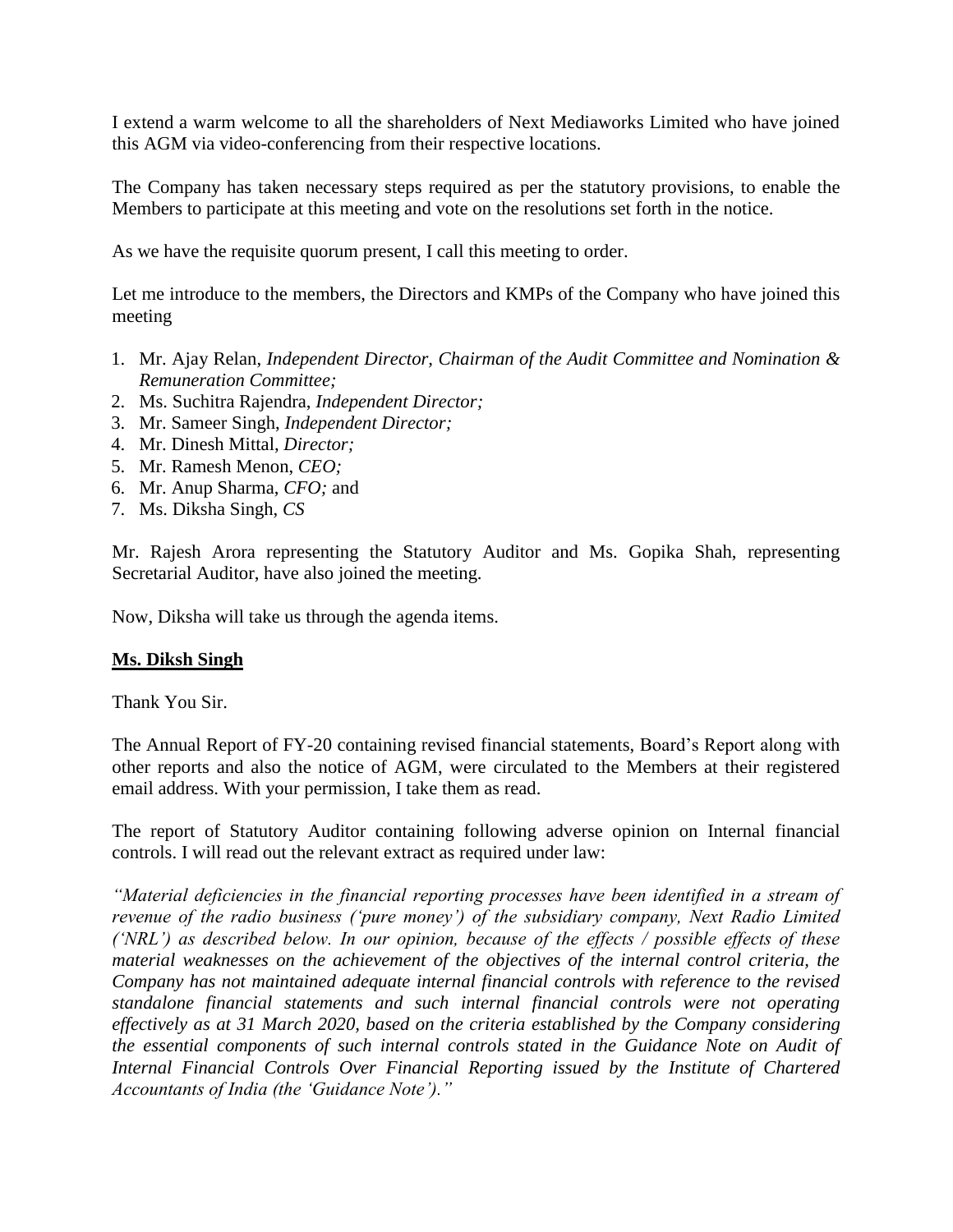I extend a warm welcome to all the shareholders of Next Mediaworks Limited who have joined this AGM via video-conferencing from their respective locations.

The Company has taken necessary steps required as per the statutory provisions, to enable the Members to participate at this meeting and vote on the resolutions set forth in the notice.

As we have the requisite quorum present, I call this meeting to order.

Let me introduce to the members, the Directors and KMPs of the Company who have joined this meeting

1. Mr. Ajay Relan, *Independent Director, Chairman of the Audit Committee and Nomination & Remuneration Committee;*
2. Ms. Suchitra Rajendra, *Independent Director;*
3. Mr. Sameer Singh, *Independent Director;*
4. Mr. Dinesh Mittal, *Director;*
5. Mr. Ramesh Menon, *CEO;*
6. Mr. Anup Sharma, *CFO;* and
7. Ms. Diksha Singh, *CS*

Mr. Rajesh Arora representing the Statutory Auditor and Ms. Gopika Shah, representing Secretarial Auditor, have also joined the meeting.

Now, Diksha will take us through the agenda items.

**Ms. Diksh Singh**

Thank You Sir.

The Annual Report of FY-20 containing revised financial statements, Board's Report along with other reports and also the notice of AGM, were circulated to the Members at their registered email address. With your permission, I take them as read.

The report of Statutory Auditor containing following adverse opinion on Internal financial controls. I will read out the relevant extract as required under law:

*"Material deficiencies in the financial reporting processes have been identified in a stream of revenue of the radio business ('pure money') of the subsidiary company, Next Radio Limited ('NRL') as described below. In our opinion, because of the effects / possible effects of these material weaknesses on the achievement of the objectives of the internal control criteria, the Company has not maintained adequate internal financial controls with reference to the revised standalone financial statements and such internal financial controls were not operating effectively as at 31 March 2020, based on the criteria established by the Company considering the essential components of such internal controls stated in the Guidance Note on Audit of Internal Financial Controls Over Financial Reporting issued by the Institute of Chartered Accountants of India (the 'Guidance Note')."*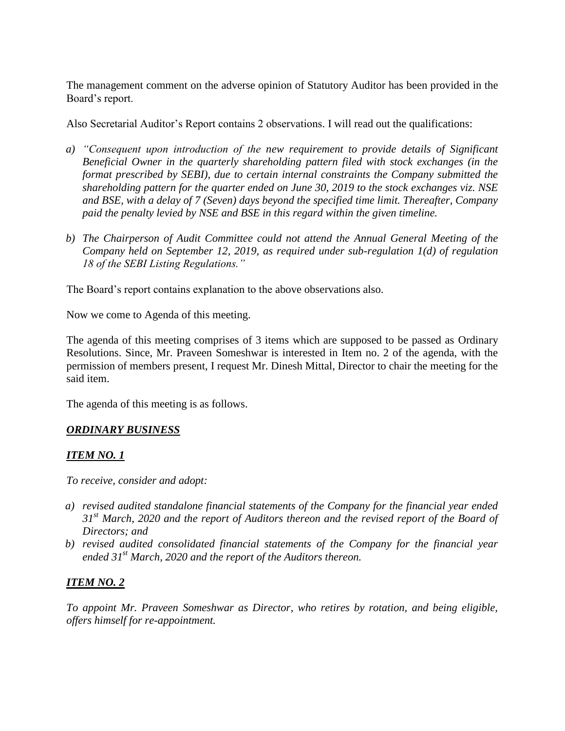The management comment on the adverse opinion of Statutory Auditor has been provided in the Board's report.

Also Secretarial Auditor's Report contains 2 observations. I will read out the qualifications:

*a) "Consequent upon introduction of the new requirement to provide details of Significant Beneficial Owner in the quarterly shareholding pattern filed with stock exchanges (in the format prescribed by SEBI), due to certain internal constraints the Company submitted the shareholding pattern for the quarter ended on June 30, 2019 to the stock exchanges viz. NSE and BSE, with a delay of 7 (Seven) days beyond the specified time limit. Thereafter, Company paid the penalty levied by NSE and BSE in this regard within the given timeline.*

*b) The Chairperson of Audit Committee could not attend the Annual General Meeting of the Company held on September 12, 2019, as required under sub-regulation 1(d) of regulation 18 of the SEBI Listing Regulations."*

The Board's report contains explanation to the above observations also.

Now we come to Agenda of this meeting.

The agenda of this meeting comprises of 3 items which are supposed to be passed as Ordinary Resolutions. Since, Mr. Praveen Someshwar is interested in Item no. 2 of the agenda, with the permission of members present, I request Mr. Dinesh Mittal, Director to chair the meeting for the said item.

The agenda of this meeting is as follows.

***ORDINARY BUSINESS***

***ITEM NO. 1***

*To receive, consider and adopt:*

*a) revised audited standalone financial statements of the Company for the financial year ended 31st March, 2020 and the report of Auditors thereon and the revised report of the Board of Directors; and*
*b) revised audited consolidated financial statements of the Company for the financial year ended 31st March, 2020 and the report of the Auditors thereon.*

***ITEM NO. 2***

*To appoint Mr. Praveen Someshwar as Director, who retires by rotation, and being eligible, offers himself for re-appointment.*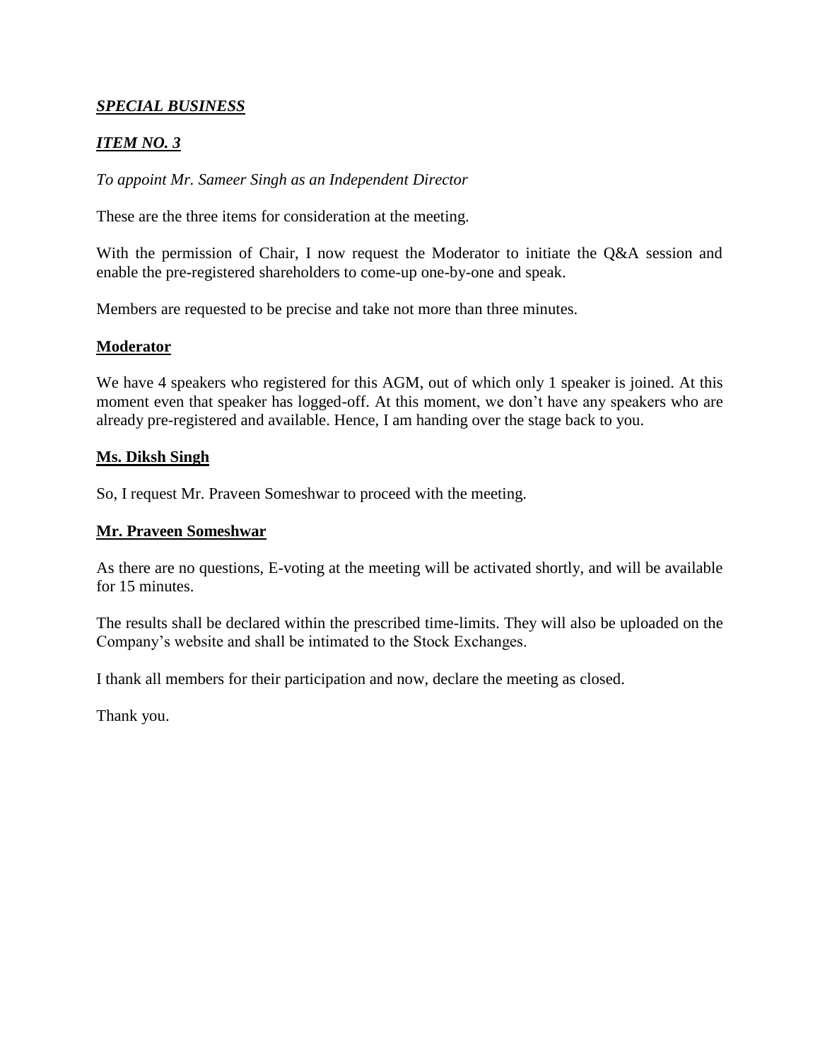***SPECIAL BUSINESS***

***ITEM NO. 3***

*To appoint Mr. Sameer Singh as an Independent Director*

These are the three items for consideration at the meeting.

With the permission of Chair, I now request the Moderator to initiate the Q&A session and enable the pre-registered shareholders to come-up one-by-one and speak.

Members are requested to be precise and take not more than three minutes.

**Moderator**

We have 4 speakers who registered for this AGM, out of which only 1 speaker is joined. At this moment even that speaker has logged-off. At this moment, we don't have any speakers who are already pre-registered and available. Hence, I am handing over the stage back to you.

**Ms. Diksh Singh**

So, I request Mr. Praveen Someshwar to proceed with the meeting.

**Mr. Praveen Someshwar**

As there are no questions, E-voting at the meeting will be activated shortly, and will be available for 15 minutes.

The results shall be declared within the prescribed time-limits. They will also be uploaded on the Company's website and shall be intimated to the Stock Exchanges.

I thank all members for their participation and now, declare the meeting as closed.

Thank you.